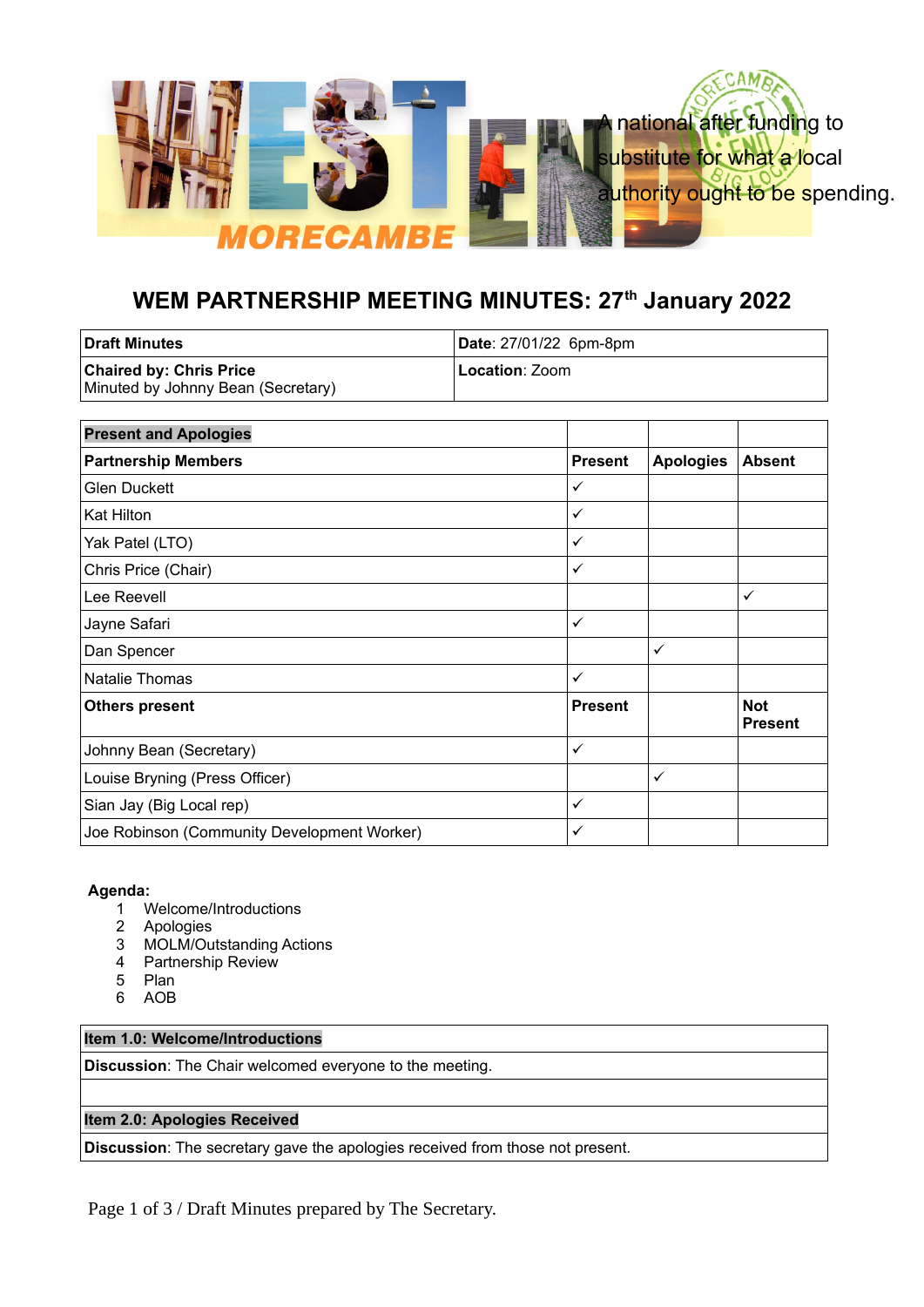A national after funding to substitute for what a local authority ought to be spending.

# WEM PARTNERSHIP MEETING MINUTES: 27th January 2022

| **Draft Minutes** | **Date**: 27/01/22 6pm-8pm |
|---|---|
| **Chaired by: Chris Price**<br>Minuted by Johnny Bean (Secretary) | **Location**: Zoom |

| **Present and Apologies** | | | |
|---|---|---|---|
| **Partnership Members** | **Present** | **Apologies** | **Absent** |
| Glen Duckett | ✓ | | |
| Kat Hilton | ✓ | | |
| Yak Patel (LTO) | ✓ | | |
| Chris Price (Chair) | ✓ | | |
| Lee Reevell | | | ✓ |
| Jayne Safari | ✓ | | |
| Dan Spencer | | ✓ | |
| Natalie Thomas | ✓ | | |
| **Others present** | **Present** | | **Not Present** |
| Johnny Bean (Secretary) | ✓ | | |
| Louise Bryning (Press Officer) | | ✓ | |
| Sian Jay (Big Local rep) | ✓ | | |
| Joe Robinson (Community Development Worker) | ✓ | | |

**Agenda:**

1. Welcome/Introductions
2. Apologies
3. MOLM/Outstanding Actions
4. Partnership Review
5. Plan
6. AOB

| **Item 1.0: Welcome/Introductions** |
|---|
| **Discussion**: The Chair welcomed everyone to the meeting. |
| |
| **Item 2.0: Apologies Received** |
| **Discussion**: The secretary gave the apologies received from those not present. |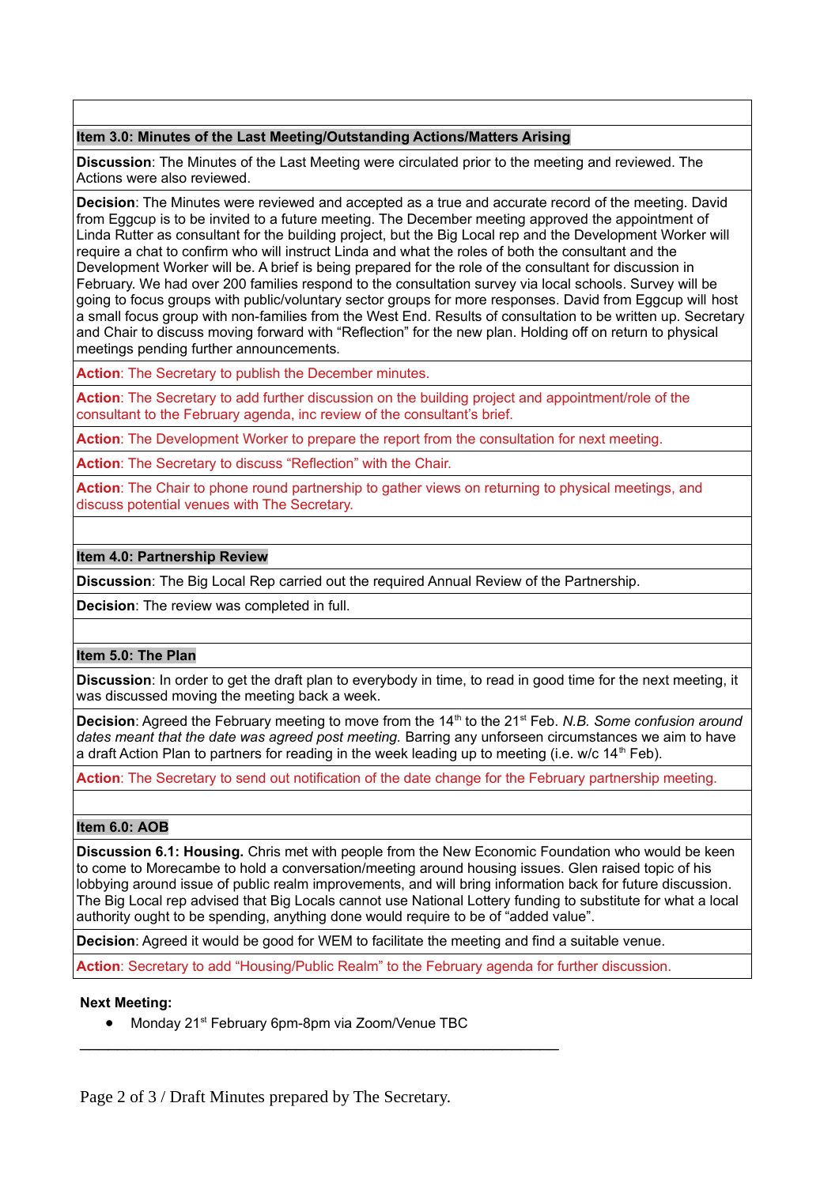**Item 3.0: Minutes of the Last Meeting/Outstanding Actions/Matters Arising**

**Discussion**: The Minutes of the Last Meeting were circulated prior to the meeting and reviewed. The Actions were also reviewed.

**Decision**: The Minutes were reviewed and accepted as a true and accurate record of the meeting. David from Eggcup is to be invited to a future meeting. The December meeting approved the appointment of Linda Rutter as consultant for the building project, but the Big Local rep and the Development Worker will require a chat to confirm who will instruct Linda and what the roles of both the consultant and the Development Worker will be. A brief is being prepared for the role of the consultant for discussion in February. We had over 200 families respond to the consultation survey via local schools. Survey will be going to focus groups with public/voluntary sector groups for more responses. David from Eggcup will host a small focus group with non-families from the West End. Results of consultation to be written up. Secretary and Chair to discuss moving forward with "Reflection" for the new plan. Holding off on return to physical meetings pending further announcements.

**Action**: The Secretary to publish the December minutes.

**Action**: The Secretary to add further discussion on the building project and appointment/role of the consultant to the February agenda, inc review of the consultant's brief.

**Action**: The Development Worker to prepare the report from the consultation for next meeting.

**Action**: The Secretary to discuss "Reflection" with the Chair.

**Action**: The Chair to phone round partnership to gather views on returning to physical meetings, and discuss potential venues with The Secretary.

**Item 4.0: Partnership Review**

**Discussion**: The Big Local Rep carried out the required Annual Review of the Partnership.

**Decision**: The review was completed in full.

**Item 5.0: The Plan**

**Discussion**: In order to get the draft plan to everybody in time, to read in good time for the next meeting, it was discussed moving the meeting back a week.

**Decision**: Agreed the February meeting to move from the 14th to the 21st Feb. *N.B. Some confusion around dates meant that the date was agreed post meeting.* Barring any unforseen circumstances we aim to have a draft Action Plan to partners for reading in the week leading up to meeting (i.e. w/c 14th Feb).

**Action**: The Secretary to send out notification of the date change for the February partnership meeting.

**Item 6.0: AOB**

**Discussion 6.1: Housing.** Chris met with people from the New Economic Foundation who would be keen to come to Morecambe to hold a conversation/meeting around housing issues. Glen raised topic of his lobbying around issue of public realm improvements, and will bring information back for future discussion. The Big Local rep advised that Big Locals cannot use National Lottery funding to substitute for what a local authority ought to be spending, anything done would require to be of "added value".

**Decision**: Agreed it would be good for WEM to facilitate the meeting and find a suitable venue.

**Action**: Secretary to add "Housing/Public Realm" to the February agenda for further discussion.

**Next Meeting:**

- Monday 21st February 6pm-8pm via Zoom/Venue TBC

Draft Minutes prepared by The Secretary.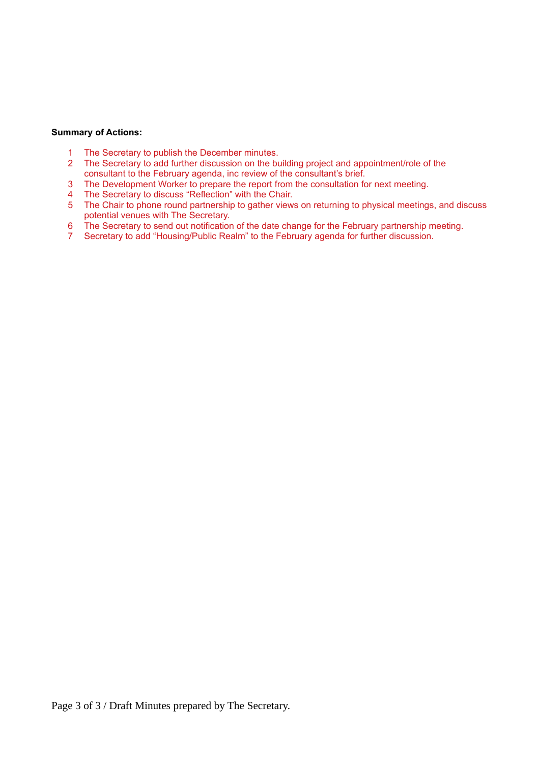**Summary of Actions:**

1. The Secretary to publish the December minutes.
2. The Secretary to add further discussion on the building project and appointment/role of the consultant to the February agenda, inc review of the consultant's brief.
3. The Development Worker to prepare the report from the consultation for next meeting.
4. The Secretary to discuss "Reflection" with the Chair.
5. The Chair to phone round partnership to gather views on returning to physical meetings, and discuss potential venues with The Secretary.
6. The Secretary to send out notification of the date change for the February partnership meeting.
7. Secretary to add "Housing/Public Realm" to the February agenda for further discussion.

Draft Minutes prepared by The Secretary.